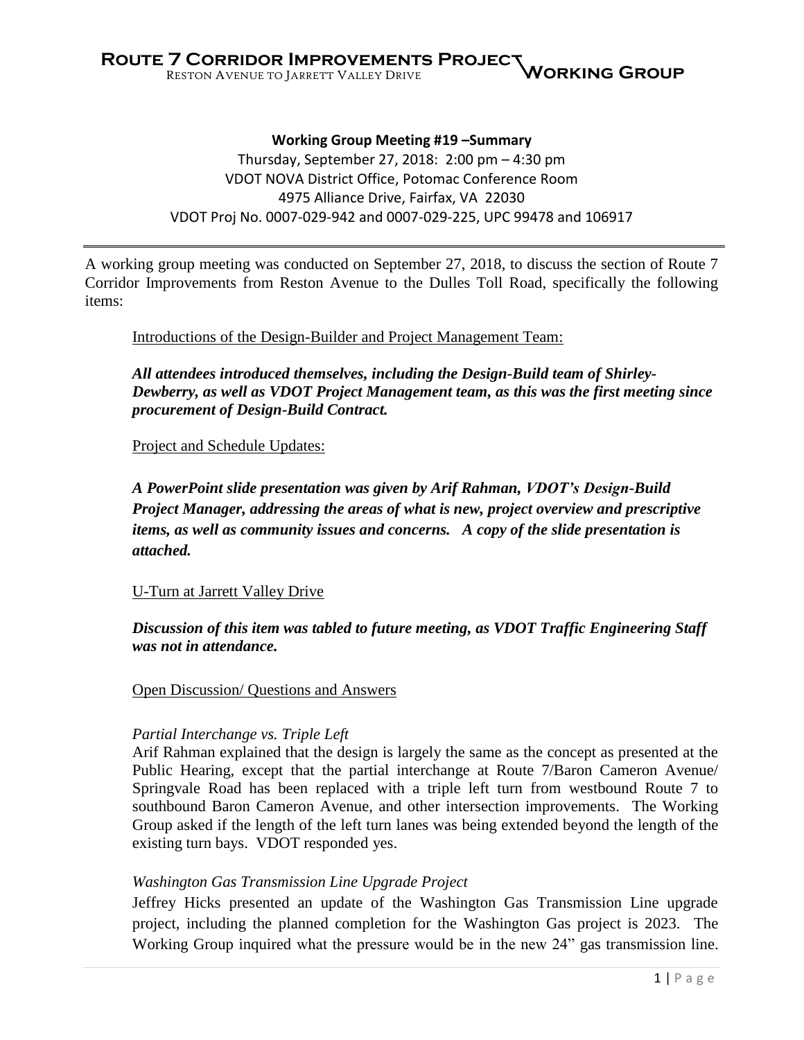**Working Group Meeting #19 –Summary**

Thursday, September 27, 2018: 2:00 pm – 4:30 pm
VDOT NOVA District Office, Potomac Conference Room
4975 Alliance Drive, Fairfax, VA 22030
VDOT Proj No. 0007-029-942 and 0007-029-225, UPC 99478 and 106917

---

A working group meeting was conducted on September 27, 2018, to discuss the section of Route 7 Corridor Improvements from Reston Avenue to the Dulles Toll Road, specifically the following items:

Introductions of the Design-Builder and Project Management Team:

***All attendees introduced themselves, including the Design-Build team of Shirley-Dewberry, as well as VDOT Project Management team, as this was the first meeting since procurement of Design-Build Contract.***

Project and Schedule Updates:

***A PowerPoint slide presentation was given by Arif Rahman, VDOT's Design-Build Project Manager, addressing the areas of what is new, project overview and prescriptive items, as well as community issues and concerns. A copy of the slide presentation is attached.***

U-Turn at Jarrett Valley Drive

***Discussion of this item was tabled to future meeting, as VDOT Traffic Engineering Staff was not in attendance.***

Open Discussion/ Questions and Answers

*Partial Interchange vs. Triple Left*

Arif Rahman explained that the design is largely the same as the concept as presented at the Public Hearing, except that the partial interchange at Route 7/Baron Cameron Avenue/ Springvale Road has been replaced with a triple left turn from westbound Route 7 to southbound Baron Cameron Avenue, and other intersection improvements. The Working Group asked if the length of the left turn lanes was being extended beyond the length of the existing turn bays. VDOT responded yes.

*Washington Gas Transmission Line Upgrade Project*

Jeffrey Hicks presented an update of the Washington Gas Transmission Line upgrade project, including the planned completion for the Washington Gas project is 2023. The Working Group inquired what the pressure would be in the new 24" gas transmission line.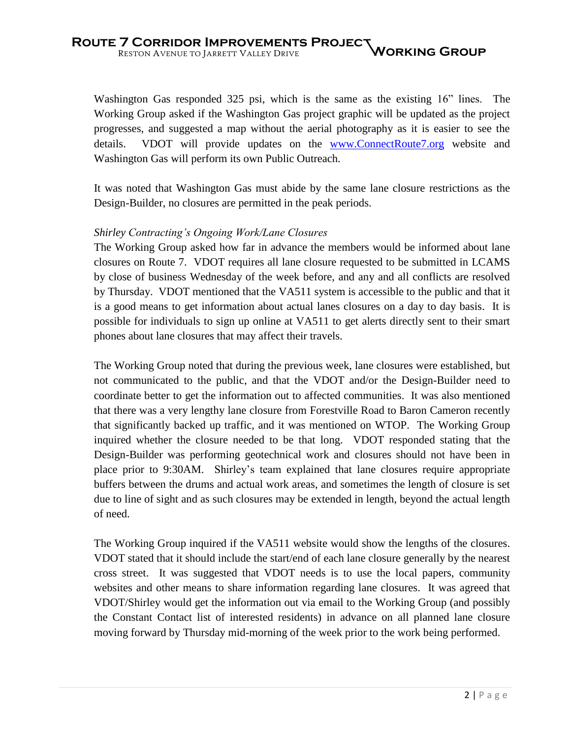Washington Gas responded 325 psi, which is the same as the existing 16" lines. The Working Group asked if the Washington Gas project graphic will be updated as the project progresses, and suggested a map without the aerial photography as it is easier to see the details. VDOT will provide updates on the [www.ConnectRoute7.org](http://www.ConnectRoute7.org) website and Washington Gas will perform its own Public Outreach.

It was noted that Washington Gas must abide by the same lane closure restrictions as the Design-Builder, no closures are permitted in the peak periods.

*Shirley Contracting's Ongoing Work/Lane Closures*

The Working Group asked how far in advance the members would be informed about lane closures on Route 7. VDOT requires all lane closure requested to be submitted in LCAMS by close of business Wednesday of the week before, and any and all conflicts are resolved by Thursday. VDOT mentioned that the VA511 system is accessible to the public and that it is a good means to get information about actual lanes closures on a day to day basis. It is possible for individuals to sign up online at VA511 to get alerts directly sent to their smart phones about lane closures that may affect their travels.

The Working Group noted that during the previous week, lane closures were established, but not communicated to the public, and that the VDOT and/or the Design-Builder need to coordinate better to get the information out to affected communities. It was also mentioned that there was a very lengthy lane closure from Forestville Road to Baron Cameron recently that significantly backed up traffic, and it was mentioned on WTOP. The Working Group inquired whether the closure needed to be that long. VDOT responded stating that the Design-Builder was performing geotechnical work and closures should not have been in place prior to 9:30AM. Shirley's team explained that lane closures require appropriate buffers between the drums and actual work areas, and sometimes the length of closure is set due to line of sight and as such closures may be extended in length, beyond the actual length of need.

The Working Group inquired if the VA511 website would show the lengths of the closures. VDOT stated that it should include the start/end of each lane closure generally by the nearest cross street. It was suggested that VDOT needs is to use the local papers, community websites and other means to share information regarding lane closures. It was agreed that VDOT/Shirley would get the information out via email to the Working Group (and possibly the Constant Contact list of interested residents) in advance on all planned lane closure moving forward by Thursday mid-morning of the week prior to the work being performed.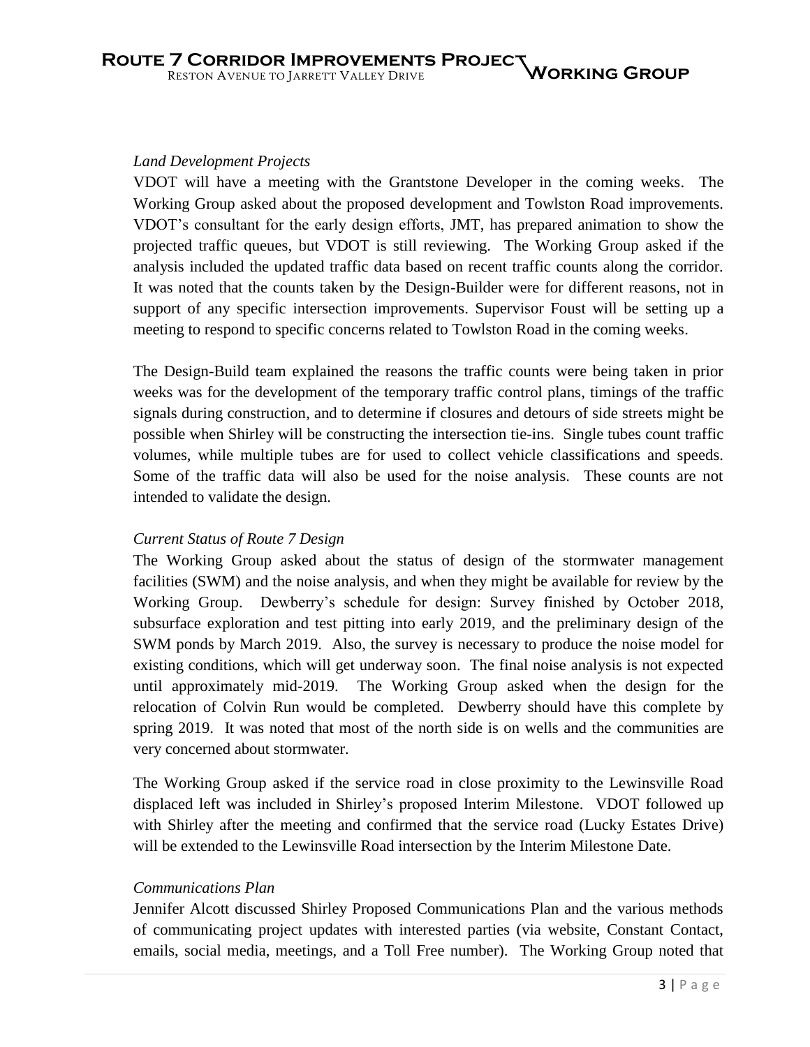### *Land Development Projects*

VDOT will have a meeting with the Grantstone Developer in the coming weeks. The Working Group asked about the proposed development and Towlston Road improvements. VDOT's consultant for the early design efforts, JMT, has prepared animation to show the projected traffic queues, but VDOT is still reviewing. The Working Group asked if the analysis included the updated traffic data based on recent traffic counts along the corridor. It was noted that the counts taken by the Design-Builder were for different reasons, not in support of any specific intersection improvements. Supervisor Foust will be setting up a meeting to respond to specific concerns related to Towlston Road in the coming weeks.

The Design-Build team explained the reasons the traffic counts were being taken in prior weeks was for the development of the temporary traffic control plans, timings of the traffic signals during construction, and to determine if closures and detours of side streets might be possible when Shirley will be constructing the intersection tie-ins. Single tubes count traffic volumes, while multiple tubes are for used to collect vehicle classifications and speeds. Some of the traffic data will also be used for the noise analysis. These counts are not intended to validate the design.

### *Current Status of Route 7 Design*

The Working Group asked about the status of design of the stormwater management facilities (SWM) and the noise analysis, and when they might be available for review by the Working Group. Dewberry's schedule for design: Survey finished by October 2018, subsurface exploration and test pitting into early 2019, and the preliminary design of the SWM ponds by March 2019. Also, the survey is necessary to produce the noise model for existing conditions, which will get underway soon. The final noise analysis is not expected until approximately mid-2019. The Working Group asked when the design for the relocation of Colvin Run would be completed. Dewberry should have this complete by spring 2019. It was noted that most of the north side is on wells and the communities are very concerned about stormwater.

The Working Group asked if the service road in close proximity to the Lewinsville Road displaced left was included in Shirley's proposed Interim Milestone. VDOT followed up with Shirley after the meeting and confirmed that the service road (Lucky Estates Drive) will be extended to the Lewinsville Road intersection by the Interim Milestone Date.

### *Communications Plan*

Jennifer Alcott discussed Shirley Proposed Communications Plan and the various methods of communicating project updates with interested parties (via website, Constant Contact, emails, social media, meetings, and a Toll Free number). The Working Group noted that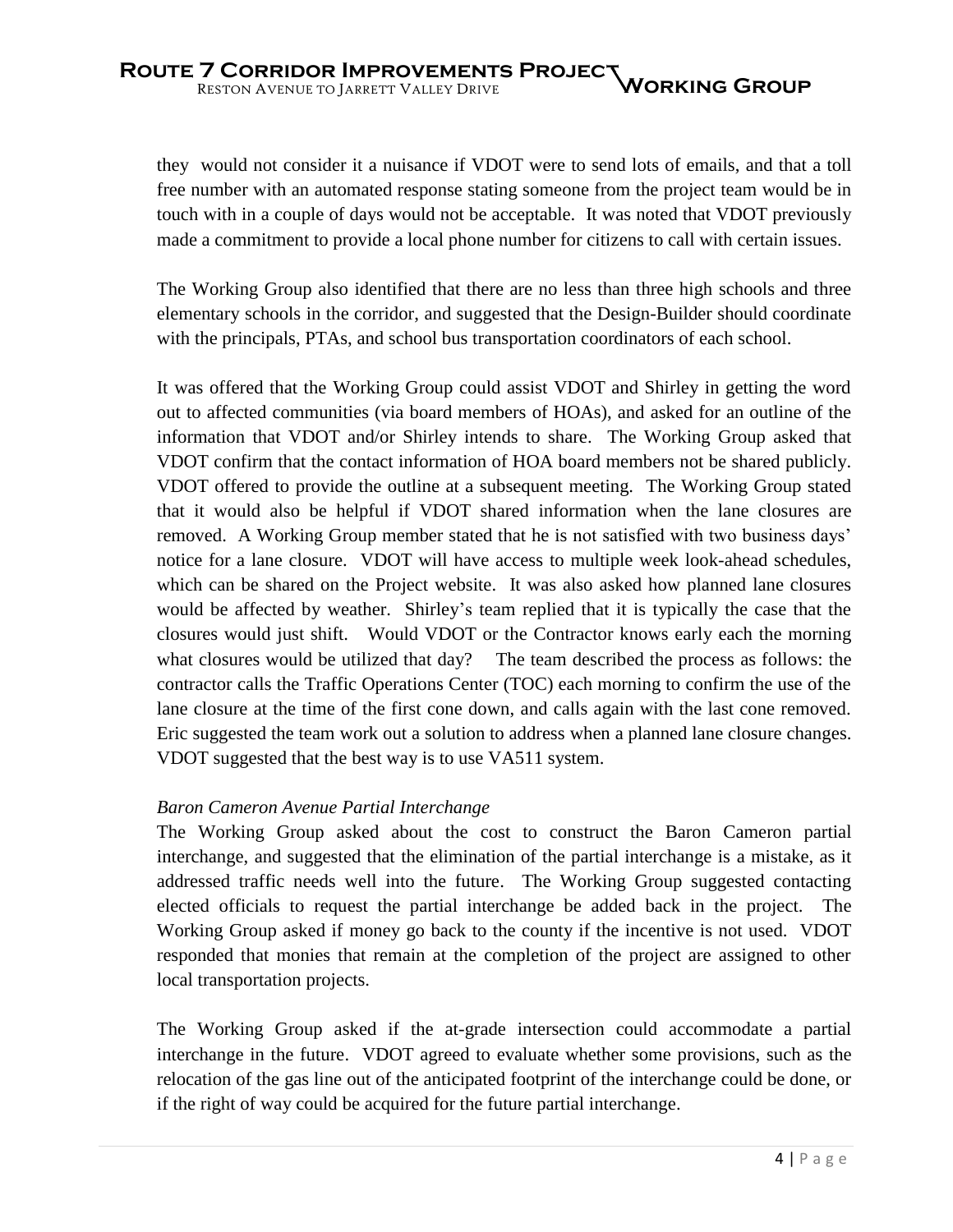they  would not consider it a nuisance if VDOT were to send lots of emails, and that a toll free number with an automated response stating someone from the project team would be in touch with in a couple of days would not be acceptable.  It was noted that VDOT previously made a commitment to provide a local phone number for citizens to call with certain issues.

The Working Group also identified that there are no less than three high schools and three elementary schools in the corridor, and suggested that the Design-Builder should coordinate with the principals, PTAs, and school bus transportation coordinators of each school.

It was offered that the Working Group could assist VDOT and Shirley in getting the word out to affected communities (via board members of HOAs), and asked for an outline of the information that VDOT and/or Shirley intends to share.  The Working Group asked that VDOT confirm that the contact information of HOA board members not be shared publicly. VDOT offered to provide the outline at a subsequent meeting.  The Working Group stated that it would also be helpful if VDOT shared information when the lane closures are removed.  A Working Group member stated that he is not satisfied with two business days' notice for a lane closure.  VDOT will have access to multiple week look-ahead schedules, which can be shared on the Project website.  It was also asked how planned lane closures would be affected by weather.  Shirley's team replied that it is typically the case that the closures would just shift.   Would VDOT or the Contractor knows early each the morning what closures would be utilized that day?    The team described the process as follows: the contractor calls the Traffic Operations Center (TOC) each morning to confirm the use of the lane closure at the time of the first cone down, and calls again with the last cone removed. Eric suggested the team work out a solution to address when a planned lane closure changes. VDOT suggested that the best way is to use VA511 system.

*Baron Cameron Avenue Partial Interchange*

The Working Group asked about the cost to construct the Baron Cameron partial interchange, and suggested that the elimination of the partial interchange is a mistake, as it addressed traffic needs well into the future.  The Working Group suggested contacting elected officials to request the partial interchange be added back in the project.  The Working Group asked if money go back to the county if the incentive is not used.  VDOT responded that monies that remain at the completion of the project are assigned to other local transportation projects.

The Working Group asked if the at-grade intersection could accommodate a partial interchange in the future.  VDOT agreed to evaluate whether some provisions, such as the relocation of the gas line out of the anticipated footprint of the interchange could be done, or if the right of way could be acquired for the future partial interchange.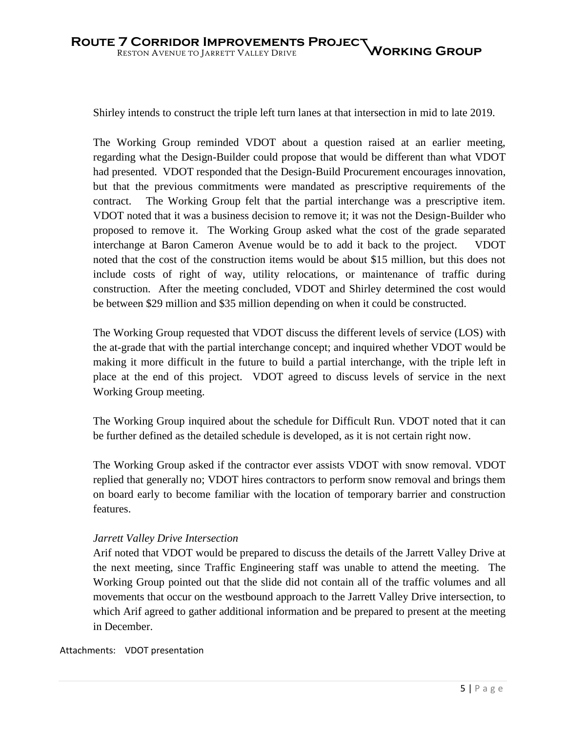Shirley intends to construct the triple left turn lanes at that intersection in mid to late 2019.

The Working Group reminded VDOT about a question raised at an earlier meeting, regarding what the Design-Builder could propose that would be different than what VDOT had presented. VDOT responded that the Design-Build Procurement encourages innovation, but that the previous commitments were mandated as prescriptive requirements of the contract. The Working Group felt that the partial interchange was a prescriptive item. VDOT noted that it was a business decision to remove it; it was not the Design-Builder who proposed to remove it. The Working Group asked what the cost of the grade separated interchange at Baron Cameron Avenue would be to add it back to the project. VDOT noted that the cost of the construction items would be about $15 million, but this does not include costs of right of way, utility relocations, or maintenance of traffic during construction. After the meeting concluded, VDOT and Shirley determined the cost would be between $29 million and $35 million depending on when it could be constructed.

The Working Group requested that VDOT discuss the different levels of service (LOS) with the at-grade that with the partial interchange concept; and inquired whether VDOT would be making it more difficult in the future to build a partial interchange, with the triple left in place at the end of this project. VDOT agreed to discuss levels of service in the next Working Group meeting.

The Working Group inquired about the schedule for Difficult Run. VDOT noted that it can be further defined as the detailed schedule is developed, as it is not certain right now.

The Working Group asked if the contractor ever assists VDOT with snow removal. VDOT replied that generally no; VDOT hires contractors to perform snow removal and brings them on board early to become familiar with the location of temporary barrier and construction features.

*Jarrett Valley Drive Intersection*

Arif noted that VDOT would be prepared to discuss the details of the Jarrett Valley Drive at the next meeting, since Traffic Engineering staff was unable to attend the meeting. The Working Group pointed out that the slide did not contain all of the traffic volumes and all movements that occur on the westbound approach to the Jarrett Valley Drive intersection, to which Arif agreed to gather additional information and be prepared to present at the meeting in December.

Attachments: VDOT presentation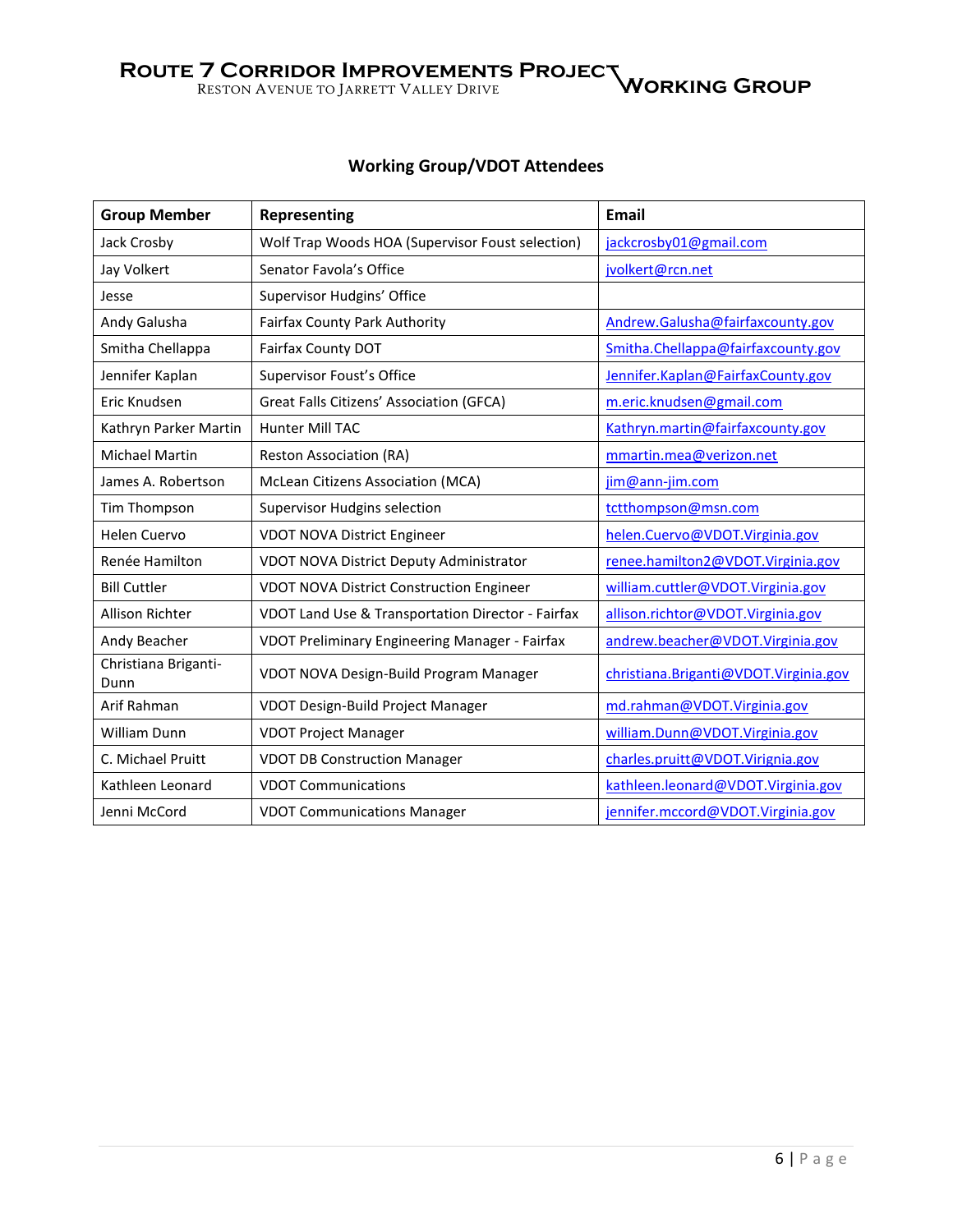## Working Group/VDOT Attendees

| Group Member | Representing | Email |
|---|---|---|
| Jack Crosby | Wolf Trap Woods HOA (Supervisor Foust selection) | jackcrosby01@gmail.com |
| Jay Volkert | Senator Favola's Office | jvolkert@rcn.net |
| Jesse | Supervisor Hudgins' Office | |
| Andy Galusha | Fairfax County Park Authority | Andrew.Galusha@fairfaxcounty.gov |
| Smitha Chellappa | Fairfax County DOT | Smitha.Chellappa@fairfaxcounty.gov |
| Jennifer Kaplan | Supervisor Foust's Office | Jennifer.Kaplan@FairfaxCounty.gov |
| Eric Knudsen | Great Falls Citizens' Association (GFCA) | m.eric.knudsen@gmail.com |
| Kathryn Parker Martin | Hunter Mill TAC | Kathryn.martin@fairfaxcounty.gov |
| Michael Martin | Reston Association (RA) | mmartin.mea@verizon.net |
| James A. Robertson | McLean Citizens Association (MCA) | jim@ann-jim.com |
| Tim Thompson | Supervisor Hudgins selection | tctthompson@msn.com |
| Helen Cuervo | VDOT NOVA District Engineer | helen.Cuervo@VDOT.Virginia.gov |
| Renée Hamilton | VDOT NOVA District Deputy Administrator | renee.hamilton2@VDOT.Virginia.gov |
| Bill Cuttler | VDOT NOVA District Construction Engineer | william.cuttler@VDOT.Virginia.gov |
| Allison Richter | VDOT Land Use & Transportation Director - Fairfax | allison.richtor@VDOT.Virginia.gov |
| Andy Beacher | VDOT Preliminary Engineering Manager - Fairfax | andrew.beacher@VDOT.Virginia.gov |
| Christiana Briganti-Dunn | VDOT NOVA Design-Build Program Manager | christiana.Briganti@VDOT.Virginia.gov |
| Arif Rahman | VDOT Design-Build Project Manager | md.rahman@VDOT.Virginia.gov |
| William Dunn | VDOT Project Manager | william.Dunn@VDOT.Virginia.gov |
| C. Michael Pruitt | VDOT DB Construction Manager | charles.pruitt@VDOT.Virignia.gov |
| Kathleen Leonard | VDOT Communications | kathleen.leonard@VDOT.Virginia.gov |
| Jenni McCord | VDOT Communications Manager | jennifer.mccord@VDOT.Virginia.gov |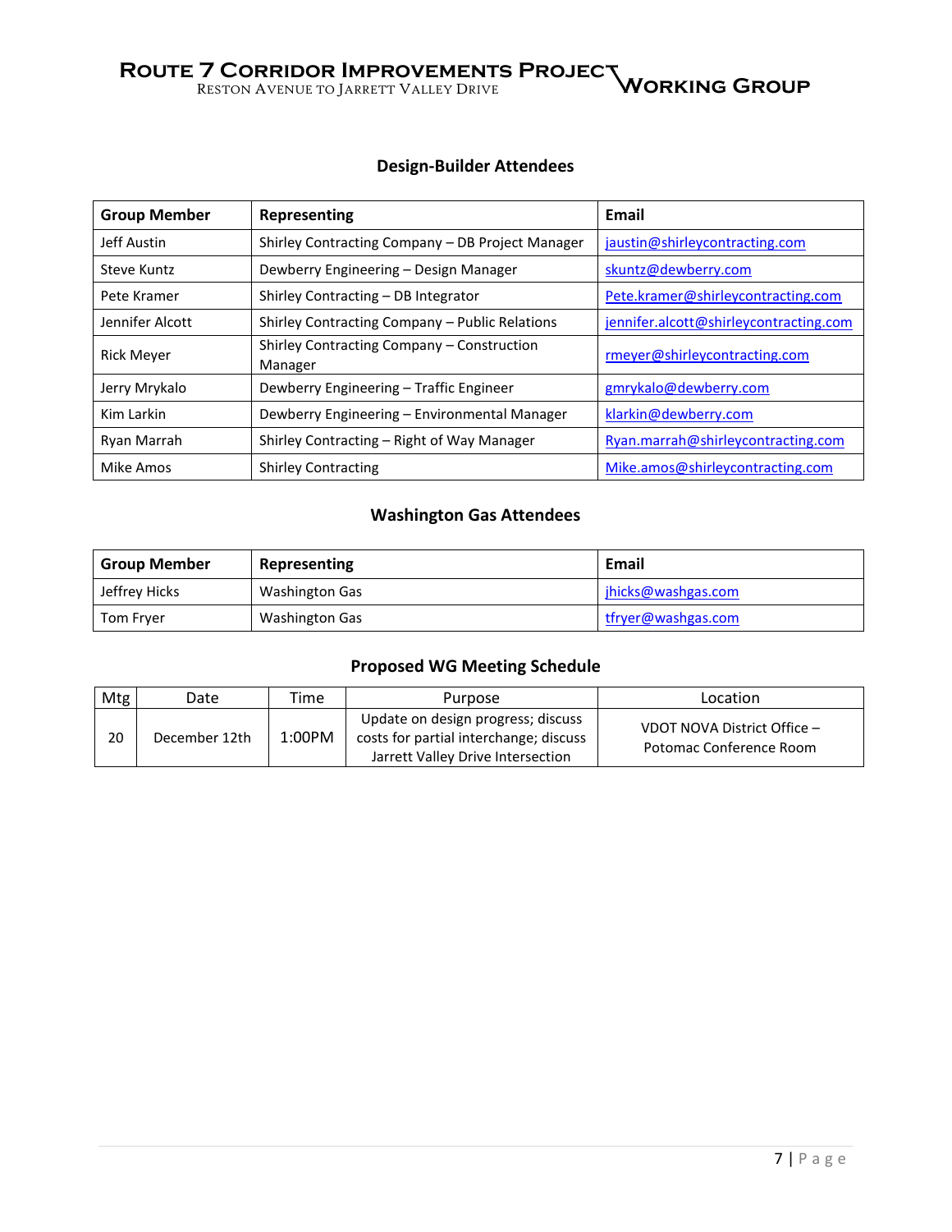### Design-Builder Attendees

| Group Member | Representing | Email |
|---|---|---|
| Jeff Austin | Shirley Contracting Company – DB Project Manager | jaustin@shirleycontracting.com |
| Steve Kuntz | Dewberry Engineering – Design Manager | skuntz@dewberry.com |
| Pete Kramer | Shirley Contracting – DB Integrator | Pete.kramer@shirleycontracting.com |
| Jennifer Alcott | Shirley Contracting Company – Public Relations | jennifer.alcott@shirleycontracting.com |
| Rick Meyer | Shirley Contracting Company – Construction Manager | rmeyer@shirleycontracting.com |
| Jerry Mrykalo | Dewberry Engineering – Traffic Engineer | gmrykalo@dewberry.com |
| Kim Larkin | Dewberry Engineering – Environmental Manager | klarkin@dewberry.com |
| Ryan Marrah | Shirley Contracting – Right of Way Manager | Ryan.marrah@shirleycontracting.com |
| Mike Amos | Shirley Contracting | Mike.amos@shirleycontracting.com |

### Washington Gas Attendees

| Group Member | Representing | Email |
|---|---|---|
| Jeffrey Hicks | Washington Gas | jhicks@washgas.com |
| Tom Fryer | Washington Gas | tfryer@washgas.com |

### Proposed WG Meeting Schedule

| Mtg | Date | Time | Purpose | Location |
|---|---|---|---|---|
| 20 | December 12th | 1:00PM | Update on design progress; discuss costs for partial interchange; discuss Jarrett Valley Drive Intersection | VDOT NOVA District Office – Potomac Conference Room |